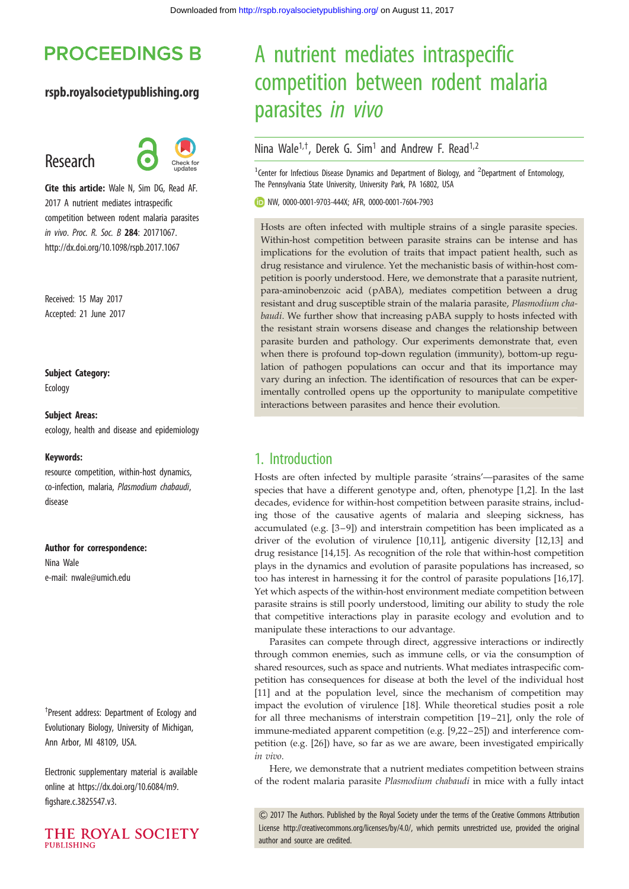# A nutrient mediates intraspecific competition between rodent malaria parasites *in vivo*

Nina Wale[1,†], Derek G. Sim[1] and Andrew F. Read[1,2]

[1]Center for Infectious Disease Dynamics and Department of Biology, and [2]Department of Entomology, The Pennsylvania State University, University Park, PA 16802, USA

NW, 0000-0001-9703-444X; AFR, 0000-0001-7604-7903

**PROCEEDINGS B**

**rspb.royalsocietypublishing.org**

Research

**Cite this article:** Wale N, Sim DG, Read AF. 2017 A nutrient mediates intraspecific competition between rodent malaria parasites *in vivo*. *Proc. R. Soc. B* **284**: 20171067. http://dx.doi.org/10.1098/rspb.2017.1067

Received: 15 May 2017
Accepted: 21 June 2017

**Subject Category:**
Ecology

**Subject Areas:**
ecology, health and disease and epidemiology

**Keywords:**
resource competition, within-host dynamics, co-infection, malaria, *Plasmodium chabaudi*, disease

**Author for correspondence:**
Nina Wale
e-mail: nwale@umich.edu

[†]Present address: Department of Ecology and Evolutionary Biology, University of Michigan, Ann Arbor, MI 48109, USA.

Electronic supplementary material is available online at https://dx.doi.org/10.6084/m9.figshare.c.3825547.v3.

Hosts are often infected with multiple strains of a single parasite species. Within-host competition between parasite strains can be intense and has implications for the evolution of traits that impact patient health, such as drug resistance and virulence. Yet the mechanistic basis of within-host competition is poorly understood. Here, we demonstrate that a parasite nutrient, para-aminobenzoic acid (pABA), mediates competition between a drug resistant and drug susceptible strain of the malaria parasite, *Plasmodium chabaudi*. We further show that increasing pABA supply to hosts infected with the resistant strain worsens disease and changes the relationship between parasite burden and pathology. Our experiments demonstrate that, even when there is profound top-down regulation (immunity), bottom-up regulation of pathogen populations can occur and that its importance may vary during an infection. The identification of resources that can be experimentally controlled opens up the opportunity to manipulate competitive interactions between parasites and hence their evolution.

## 1. Introduction

Hosts are often infected by multiple parasite 'strains'—parasites of the same species that have a different genotype and, often, phenotype [1,2]. In the last decades, evidence for within-host competition between parasite strains, including those of the causative agents of malaria and sleeping sickness, has accumulated (e.g. [3–9]) and interstrain competition has been implicated as a driver of the evolution of virulence [10,11], antigenic diversity [12,13] and drug resistance [14,15]. As recognition of the role that within-host competition plays in the dynamics and evolution of parasite populations has increased, so too has interest in harnessing it for the control of parasite populations [16,17]. Yet which aspects of the within-host environment mediate competition between parasite strains is still poorly understood, limiting our ability to study the role that competitive interactions play in parasite ecology and evolution and to manipulate these interactions to our advantage.

Parasites can compete through direct, aggressive interactions or indirectly through common enemies, such as immune cells, or via the consumption of shared resources, such as space and nutrients. What mediates intraspecific competition has consequences for disease at both the level of the individual host [11] and at the population level, since the mechanism of competition may impact the evolution of virulence [18]. While theoretical studies posit a role for all three mechanisms of interstrain competition [19–21], only the role of immune-mediated apparent competition (e.g. [9,22–25]) and interference competition (e.g. [26]) have, so far as we are aware, been investigated empirically *in vivo*.

Here, we demonstrate that a nutrient mediates competition between strains of the rodent malaria parasite *Plasmodium chabaudi* in mice with a fully intact

© 2017 The Authors. Published by the Royal Society under the terms of the Creative Commons Attribution License http://creativecommons.org/licenses/by/4.0/, which permits unrestricted use, provided the original author and source are credited.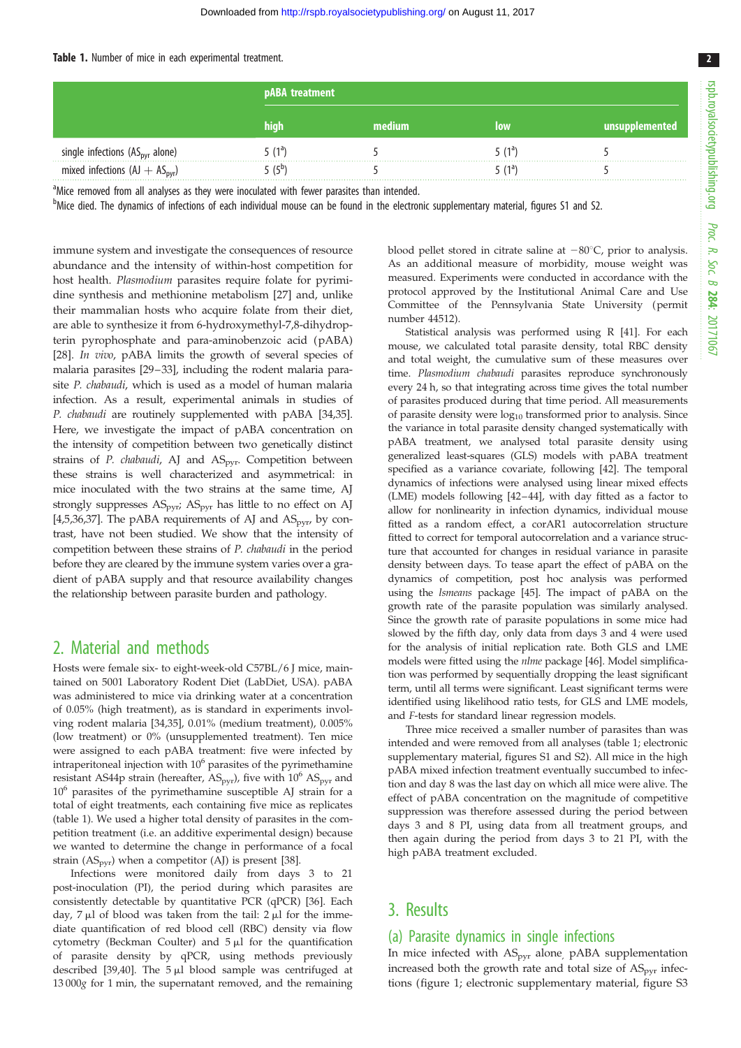**Table 1.** Number of mice in each experimental treatment.

| | pABA treatment | | | |
|---|---|---|---|---|
| | high | medium | low | unsupplemented |
| single infections ($AS_{pyr}$ alone) | 5 (1[a]) | 5 | 5 (1[a]) | 5 |
| mixed infections (AJ + $AS_{pyr}$) | 5 (5[b]) | 5 | 5 (1[a]) | 5 |

[a]Mice removed from all analyses as they were inoculated with fewer parasites than intended.

[b]Mice died. The dynamics of infections of each individual mouse can be found in the electronic supplementary material, figures S1 and S2.

immune system and investigate the consequences of resource abundance and the intensity of within-host competition for host health. *Plasmodium* parasites require folate for pyrimidine synthesis and methionine metabolism [27] and, unlike their mammalian hosts who acquire folate from their diet, are able to synthesize it from 6-hydroxymethyl-7,8-dihydropterin pyrophosphate and para-aminobenzoic acid (pABA) [28]. *In vivo*, pABA limits the growth of several species of malaria parasites [29–33], including the rodent malaria parasite *P. chabaudi*, which is used as a model of human malaria infection. As a result, experimental animals in studies of *P. chabaudi* are routinely supplemented with pABA [34,35]. Here, we investigate the impact of pABA concentration on the intensity of competition between two genetically distinct strains of *P. chabaudi*, AJ and $AS_{pyr}$. Competition between these strains is well characterized and asymmetrical: in mice inoculated with the two strains at the same time, AJ strongly suppresses $AS_{pyr}$; $AS_{pyr}$ has little to no effect on AJ [4,5,36,37]. The pABA requirements of AJ and $AS_{pyr}$, by contrast, have not been studied. We show that the intensity of competition between these strains of *P. chabaudi* in the period before they are cleared by the immune system varies over a gradient of pABA supply and that resource availability changes the relationship between parasite burden and pathology.

## 2. Material and methods

Hosts were female six- to eight-week-old C57BL/6 J mice, maintained on 5001 Laboratory Rodent Diet (LabDiet, USA). pABA was administered to mice via drinking water at a concentration of 0.05% (high treatment), as is standard in experiments involving rodent malaria [34,35], 0.01% (medium treatment), 0.005% (low treatment) or 0% (unsupplemented treatment). Ten mice were assigned to each pABA treatment: five were infected by intraperitoneal injection with $10^6$ parasites of the pyrimethamine resistant AS44p strain (hereafter, $AS_{pyr}$), five with $10^6$ $AS_{pyr}$ and $10^6$ parasites of the pyrimethamine susceptible AJ strain for a total of eight treatments, each containing five mice as replicates (table 1). We used a higher total density of parasites in the competition treatment (i.e. an additive experimental design) because we wanted to determine the change in performance of a focal strain ($AS_{pyr}$) when a competitor (AJ) is present [38].

Infections were monitored daily from days 3 to 21 post-inoculation (PI), the period during which parasites are consistently detectable by quantitative PCR (qPCR) [36]. Each day, 7 µl of blood was taken from the tail: 2 µl for the immediate quantification of red blood cell (RBC) density via flow cytometry (Beckman Coulter) and 5 µl for the quantification of parasite density by qPCR, using methods previously described [39,40]. The 5 µl blood sample was centrifuged at 13 000*g* for 1 min, the supernatant removed, and the remaining blood pellet stored in citrate saline at −80°C, prior to analysis. As an additional measure of morbidity, mouse weight was measured. Experiments were conducted in accordance with the protocol approved by the Institutional Animal Care and Use Committee of the Pennsylvania State University (permit number 44512).

Statistical analysis was performed using R [41]. For each mouse, we calculated total parasite density, total RBC density and total weight, the cumulative sum of these measures over time. *Plasmodium chabaudi* parasites reproduce synchronously every 24 h, so that integrating across time gives the total number of parasites produced during that time period. All measurements of parasite density were $\log_{10}$ transformed prior to analysis. Since the variance in total parasite density changed systematically with pABA treatment, we analysed total parasite density using generalized least-squares (GLS) models with pABA treatment specified as a variance covariate, following [42]. The temporal dynamics of infections were analysed using linear mixed effects (LME) models following [42–44], with day fitted as a factor to allow for nonlinearity in infection dynamics, individual mouse fitted as a random effect, a corAR1 autocorrelation structure fitted to correct for temporal autocorrelation and a variance structure that accounted for changes in residual variance in parasite density between days. To tease apart the effect of pABA on the dynamics of competition, post hoc analysis was performed using the *lsmeans* package [45]. The impact of pABA on the growth rate of the parasite population was similarly analysed. Since the growth rate of parasite populations in some mice had slowed by the fifth day, only data from days 3 and 4 were used for the analysis of initial replication rate. Both GLS and LME models were fitted using the *nlme* package [46]. Model simplification was performed by sequentially dropping the least significant term, until all terms were significant. Least significant terms were identified using likelihood ratio tests, for GLS and LME models, and *F*-tests for standard linear regression models.

Three mice received a smaller number of parasites than was intended and were removed from all analyses (table 1; electronic supplementary material, figures S1 and S2). All mice in the high pABA mixed infection treatment eventually succumbed to infection and day 8 was the last day on which all mice were alive. The effect of pABA concentration on the magnitude of competitive suppression was therefore assessed during the period between days 3 and 8 PI, using data from all treatment groups, and then again during the period from days 3 to 21 PI, with the high pABA treatment excluded.

## 3. Results

### (a) Parasite dynamics in single infections

In mice infected with $AS_{pyr}$ alone, pABA supplementation increased both the growth rate and total size of $AS_{pyr}$ infections (figure 1; electronic supplementary material, figure S3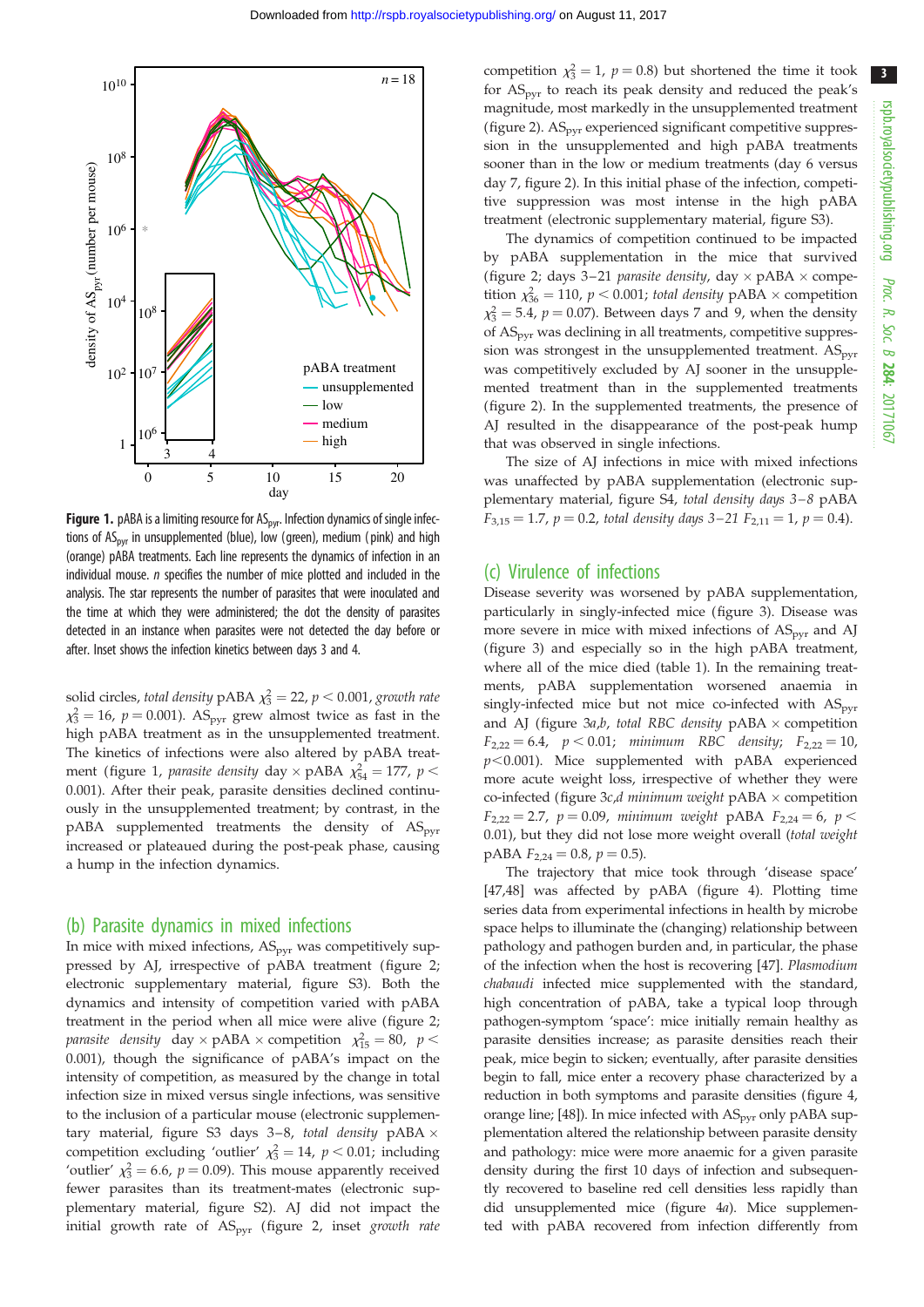**Figure 1.** pABA is a limiting resource for $AS_{pyr}$. Infection dynamics of single infections of $AS_{pyr}$ in unsupplemented (blue), low (green), medium (pink) and high (orange) pABA treatments. Each line represents the dynamics of infection in an individual mouse. *n* specifies the number of mice plotted and included in the analysis. The star represents the number of parasites that were inoculated and the time at which they were administered; the dot the density of parasites detected in an instance when parasites were not detected the day before or after. Inset shows the infection kinetics between days 3 and 4.

solid circles, *total density* pABA $\chi^2_3 = 22$, $p < 0.001$, *growth rate* $\chi^2_3 = 16$, $p = 0.001$). $AS_{pyr}$ grew almost twice as fast in the high pABA treatment as in the unsupplemented treatment. The kinetics of infections were also altered by pABA treatment (figure 1, *parasite density* day × pABA $\chi^2_{54} = 177$, $p < 0.001$). After their peak, parasite densities declined continuously in the unsupplemented treatment; by contrast, in the pABA supplemented treatments the density of $AS_{pyr}$ increased or plateaued during the post-peak phase, causing a hump in the infection dynamics.

## (b) Parasite dynamics in mixed infections

In mice with mixed infections, $AS_{pyr}$ was competitively suppressed by AJ, irrespective of pABA treatment (figure 2; electronic supplementary material, figure S3). Both the dynamics and intensity of competition varied with pABA treatment in the period when all mice were alive (figure 2; *parasite density* day × pABA × competition $\chi^2_{15} = 80$, $p < 0.001$), though the significance of pABA's impact on the intensity of competition, as measured by the change in total infection size in mixed versus single infections, was sensitive to the inclusion of a particular mouse (electronic supplementary material, figure S3 days 3–8, *total density* pABA × competition excluding 'outlier' $\chi^2_3 = 14$, $p < 0.01$; including 'outlier' $\chi^2_3 = 6.6$, $p = 0.09$). This mouse apparently received fewer parasites than its treatment-mates (electronic supplementary material, figure S2). AJ did not impact the initial growth rate of $AS_{pyr}$ (figure 2, inset *growth rate* competition $\chi^2_3 = 1$, $p = 0.8$) but shortened the time it took for $AS_{pyr}$ to reach its peak density and reduced the peak's magnitude, most markedly in the unsupplemented treatment (figure 2). $AS_{pyr}$ experienced significant competitive suppression in the unsupplemented and high pABA treatments sooner than in the low or medium treatments (day 6 versus day 7, figure 2). In this initial phase of the infection, competitive suppression was most intense in the high pABA treatment (electronic supplementary material, figure S3).

The dynamics of competition continued to be impacted by pABA supplementation in the mice that survived (figure 2; days 3–21 *parasite density*, day × pABA × competition $\chi^2_{36} = 110$, $p < 0.001$; *total density* pABA × competition $\chi^2_3 = 5.4$, $p = 0.07$). Between days 7 and 9, when the density of $AS_{pyr}$ was declining in all treatments, competitive suppression was strongest in the unsupplemented treatment. $AS_{pyr}$ was competitively excluded by AJ sooner in the unsupplemented treatment than in the supplemented treatments (figure 2). In the supplemented treatments, the presence of AJ resulted in the disappearance of the post-peak hump that was observed in single infections.

The size of AJ infections in mice with mixed infections was unaffected by pABA supplementation (electronic supplementary material, figure S4, *total density days 3–8* pABA $F_{3,15} = 1.7$, $p = 0.2$, *total density days 3–21* $F_{2,11} = 1$, $p = 0.4$).

## (c) Virulence of infections

Disease severity was worsened by pABA supplementation, particularly in singly-infected mice (figure 3). Disease was more severe in mice with mixed infections of $AS_{pyr}$ and AJ (figure 3) and especially so in the high pABA treatment, where all of the mice died (table 1). In the remaining treatments, pABA supplementation worsened anaemia in singly-infected mice but not mice co-infected with $AS_{pyr}$ and AJ (figure 3*a*,*b*, *total RBC density* pABA × competition $F_{2,22} = 6.4$, $p < 0.01$; *minimum RBC density*; $F_{2,22} = 10$, $p < 0.001$). Mice supplemented with pABA experienced more acute weight loss, irrespective of whether they were co-infected (figure 3*c*,*d* *minimum weight* pABA × competition $F_{2,22} = 2.7$, $p = 0.09$, *minimum weight* pABA $F_{2,24} = 6$, $p < 0.01$), but they did not lose more weight overall (*total weight* pABA $F_{2,24} = 0.8$, $p = 0.5$).

The trajectory that mice took through 'disease space' [47,48] was affected by pABA (figure 4). Plotting time series data from experimental infections in health by microbe space helps to illuminate the (changing) relationship between pathology and pathogen burden and, in particular, the phase of the infection when the host is recovering [47]. *Plasmodium chabaudi* infected mice supplemented with the standard, high concentration of pABA, take a typical loop through pathogen-symptom 'space': mice initially remain healthy as parasite densities increase; as parasite densities reach their peak, mice begin to sicken; eventually, after parasite densities begin to fall, mice enter a recovery phase characterized by a reduction in both symptoms and parasite densities (figure 4, orange line; [48]). In mice infected with $AS_{pyr}$ only pABA supplementation altered the relationship between parasite density and pathology: mice were more anaemic for a given parasite density during the first 10 days of infection and subsequently recovered to baseline red cell densities less rapidly than did unsupplemented mice (figure 4*a*). Mice supplemented with pABA recovered from infection differently from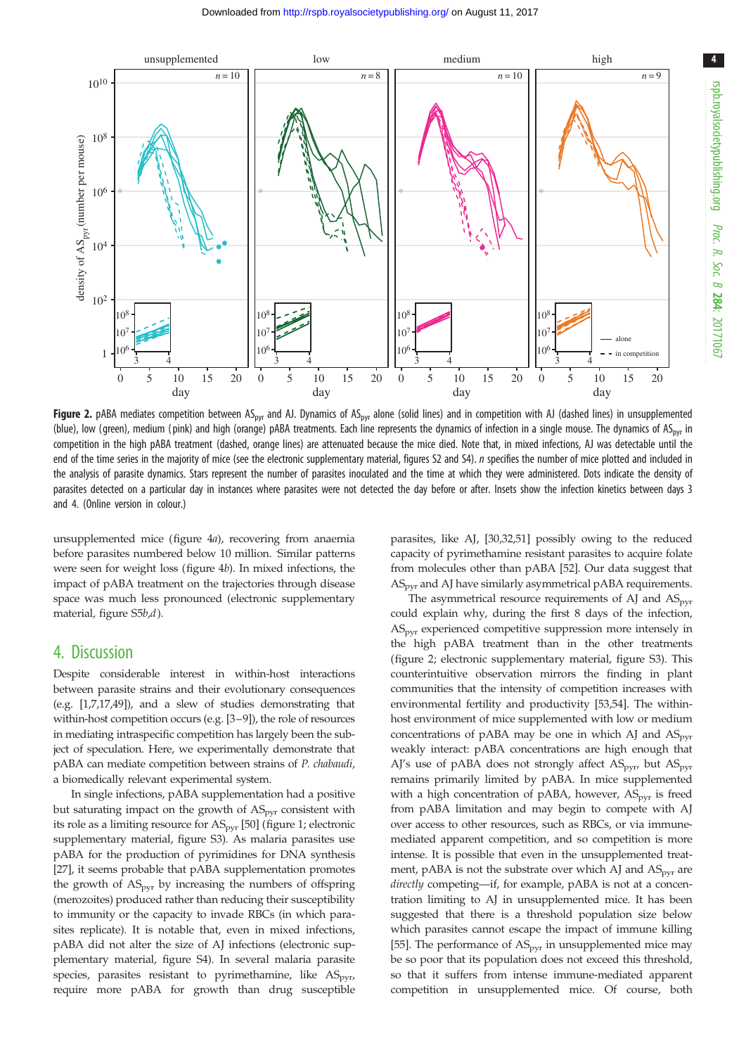**Figure 2.** pABA mediates competition between $AS_{pyr}$ and AJ. Dynamics of $AS_{pyr}$ alone (solid lines) and in competition with AJ (dashed lines) in unsupplemented (blue), low (green), medium (pink) and high (orange) pABA treatments. Each line represents the dynamics of infection in a single mouse. The dynamics of $AS_{pyr}$ in competition in the high pABA treatment (dashed, orange lines) are attenuated because the mice died. Note that, in mixed infections, AJ was detectable until the end of the time series in the majority of mice (see the electronic supplementary material, figures S2 and S4). *n* specifies the number of mice plotted and included in the analysis of parasite dynamics. Stars represent the number of parasites inoculated and the time at which they were administered. Dots indicate the density of parasites detected on a particular day in instances where parasites were not detected the day before or after. Insets show the infection kinetics between days 3 and 4. (Online version in colour.)

unsupplemented mice (figure 4*a*), recovering from anaemia before parasites numbered below 10 million. Similar patterns were seen for weight loss (figure 4*b*). In mixed infections, the impact of pABA treatment on the trajectories through disease space was much less pronounced (electronic supplementary material, figure S5*b*,*d*).

## 4. Discussion

Despite considerable interest in within-host interactions between parasite strains and their evolutionary consequences (e.g. [1,7,17,49]), and a slew of studies demonstrating that within-host competition occurs (e.g. [3–9]), the role of resources in mediating intraspecific competition has largely been the subject of speculation. Here, we experimentally demonstrate that pABA can mediate competition between strains of *P. chabaudi*, a biomedically relevant experimental system.

In single infections, pABA supplementation had a positive but saturating impact on the growth of $AS_{pyr}$ consistent with its role as a limiting resource for $AS_{pyr}$ [50] (figure 1; electronic supplementary material, figure S3). As malaria parasites use pABA for the production of pyrimidines for DNA synthesis [27], it seems probable that pABA supplementation promotes the growth of $AS_{pyr}$ by increasing the numbers of offspring (merozoites) produced rather than reducing their susceptibility to immunity or the capacity to invade RBCs (in which parasites replicate). It is notable that, even in mixed infections, pABA did not alter the size of AJ infections (electronic supplementary material, figure S4). In several malaria parasite species, parasites resistant to pyrimethamine, like $AS_{pyr}$, require more pABA for growth than drug susceptible parasites, like AJ, [30,32,51] possibly owing to the reduced capacity of pyrimethamine resistant parasites to acquire folate from molecules other than pABA [52]. Our data suggest that $AS_{pyr}$ and AJ have similarly asymmetrical pABA requirements.

The asymmetrical resource requirements of AJ and $AS_{pyr}$ could explain why, during the first 8 days of the infection, $AS_{pyr}$ experienced competitive suppression more intensely in the high pABA treatment than in the other treatments (figure 2; electronic supplementary material, figure S3). This counterintuitive observation mirrors the finding in plant communities that the intensity of competition increases with environmental fertility and productivity [53,54]. The within-host environment of mice supplemented with low or medium concentrations of pABA may be one in which AJ and $AS_{pyr}$ weakly interact: pABA concentrations are high enough that AJ's use of pABA does not strongly affect $AS_{pyr}$, but $AS_{pyr}$ remains primarily limited by pABA. In mice supplemented with a high concentration of pABA, however, $AS_{pyr}$ is freed from pABA limitation and may begin to compete with AJ over access to other resources, such as RBCs, or via immune-mediated apparent competition, and so competition is more intense. It is possible that even in the unsupplemented treatment, pABA is not the substrate over which AJ and $AS_{pyr}$ are *directly* competing—if, for example, pABA is not at a concentration limiting to AJ in unsupplemented mice. It has been suggested that there is a threshold population size below which parasites cannot escape the impact of immune killing [55]. The performance of $AS_{pyr}$ in unsupplemented mice may be so poor that its population does not exceed this threshold, so that it suffers from intense immune-mediated apparent competition in unsupplemented mice. Of course, both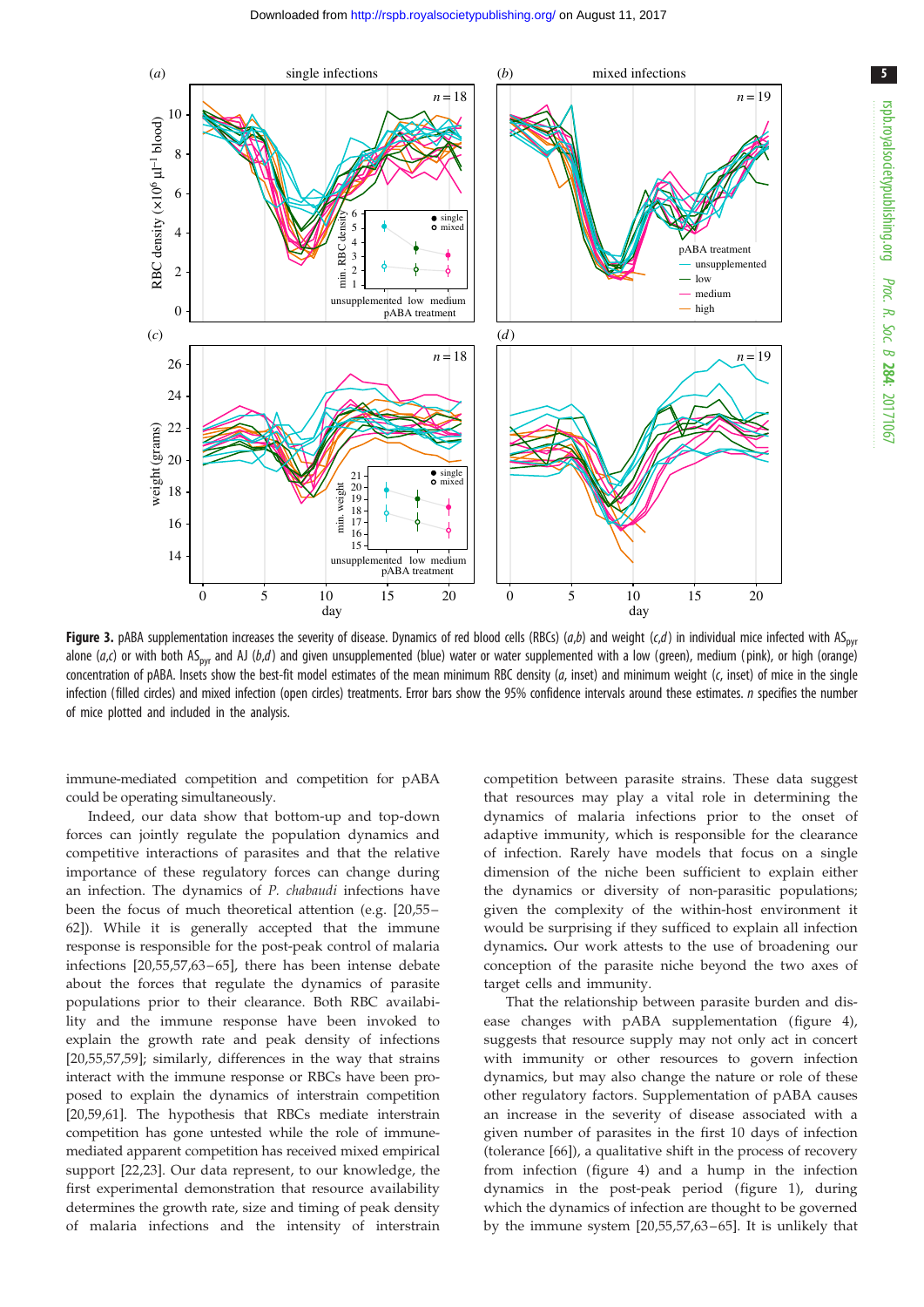**Figure 3.** pABA supplementation increases the severity of disease. Dynamics of red blood cells (RBCs) (*a*,*b*) and weight (*c*,*d*) in individual mice infected with $AS_{pyr}$ alone (*a*,*c*) or with both $AS_{pyr}$ and AJ (*b*,*d*) and given unsupplemented (blue) water or water supplemented with a low (green), medium (pink), or high (orange) concentration of pABA. Insets show the best-fit model estimates of the mean minimum RBC density (*a*, inset) and minimum weight (*c*, inset) of mice in the single infection (filled circles) and mixed infection (open circles) treatments. Error bars show the 95% confidence intervals around these estimates. *n* specifies the number of mice plotted and included in the analysis.

immune-mediated competition and competition for pABA could be operating simultaneously.

Indeed, our data show that bottom-up and top-down forces can jointly regulate the population dynamics and competitive interactions of parasites and that the relative importance of these regulatory forces can change during an infection. The dynamics of *P. chabaudi* infections have been the focus of much theoretical attention (e.g. [20,55–62]). While it is generally accepted that the immune response is responsible for the post-peak control of malaria infections [20,55,57,63–65], there has been intense debate about the forces that regulate the dynamics of parasite populations prior to their clearance. Both RBC availability and the immune response have been invoked to explain the growth rate and peak density of infections [20,55,57,59]; similarly, differences in the way that strains interact with the immune response or RBCs have been proposed to explain the dynamics of interstrain competition [20,59,61]. The hypothesis that RBCs mediate interstrain competition has gone untested while the role of immune-mediated apparent competition has received mixed empirical support [22,23]. Our data represent, to our knowledge, the first experimental demonstration that resource availability determines the growth rate, size and timing of peak density of malaria infections and the intensity of interstrain competition between parasite strains. These data suggest that resources may play a vital role in determining the dynamics of malaria infections prior to the onset of adaptive immunity, which is responsible for the clearance of infection. Rarely have models that focus on a single dimension of the niche been sufficient to explain either the dynamics or diversity of non-parasitic populations; given the complexity of the within-host environment it would be surprising if they sufficed to explain all infection dynamics. Our work attests to the use of broadening our conception of the parasite niche beyond the two axes of target cells and immunity.

That the relationship between parasite burden and disease changes with pABA supplementation (figure 4), suggests that resource supply may not only act in concert with immunity or other resources to govern infection dynamics, but may also change the nature or role of these other regulatory factors. Supplementation of pABA causes an increase in the severity of disease associated with a given number of parasites in the first 10 days of infection (tolerance [66]), a qualitative shift in the process of recovery from infection (figure 4) and a hump in the infection dynamics in the post-peak period (figure 1), during which the dynamics of infection are thought to be governed by the immune system [20,55,57,63–65]. It is unlikely that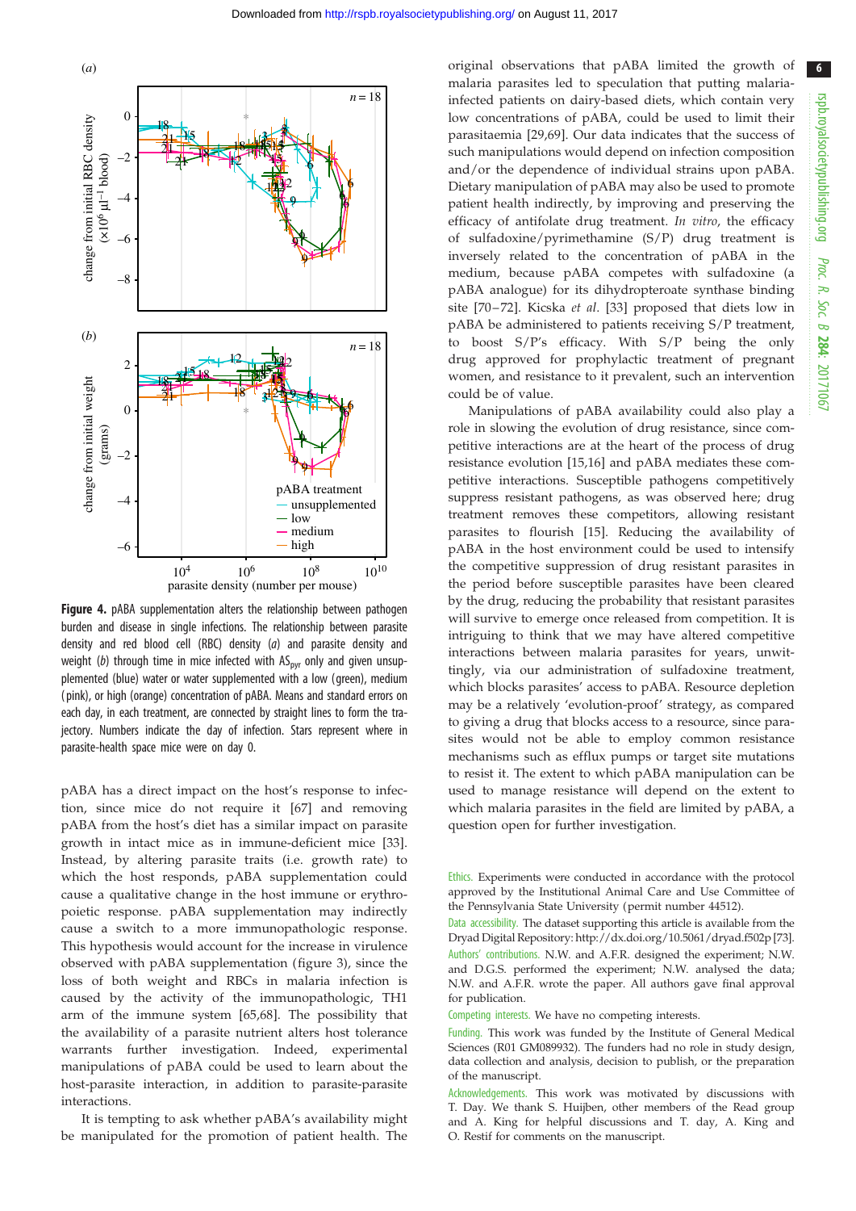**Figure 4.** pABA supplementation alters the relationship between pathogen burden and disease in single infections. The relationship between parasite density and red blood cell (RBC) density (*a*) and parasite density and weight (*b*) through time in mice infected with $AS_{pyr}$ only and given unsupplemented (blue) water or water supplemented with a low (green), medium (pink), or high (orange) concentration of pABA. Means and standard errors on each day, in each treatment, are connected by straight lines to form the trajectory. Numbers indicate the day of infection. Stars represent where in parasite-health space mice were on day 0.

pABA has a direct impact on the host's response to infection, since mice do not require it [67] and removing pABA from the host's diet has a similar impact on parasite growth in intact mice as in immune-deficient mice [33]. Instead, by altering parasite traits (i.e. growth rate) to which the host responds, pABA supplementation could cause a qualitative change in the host immune or erythropoietic response. pABA supplementation may indirectly cause a switch to a more immunopathologic response. This hypothesis would account for the increase in virulence observed with pABA supplementation (figure 3), since the loss of both weight and RBCs in malaria infection is caused by the activity of the immunopathologic, TH1 arm of the immune system [65,68]. The possibility that the availability of a parasite nutrient alters host tolerance warrants further investigation. Indeed, experimental manipulations of pABA could be used to learn about the host-parasite interaction, in addition to parasite-parasite interactions.

It is tempting to ask whether pABA's availability might be manipulated for the promotion of patient health. The original observations that pABA limited the growth of malaria parasites led to speculation that putting malaria-infected patients on dairy-based diets, which contain very low concentrations of pABA, could be used to limit their parasitaemia [29,69]. Our data indicates that the success of such manipulations would depend on infection composition and/or the dependence of individual strains upon pABA. Dietary manipulation of pABA may also be used to promote patient health indirectly, by improving and preserving the efficacy of antifolate drug treatment. *In vitro*, the efficacy of sulfadoxine/pyrimethamine (S/P) drug treatment is inversely related to the concentration of pABA in the medium, because pABA competes with sulfadoxine (a pABA analogue) for its dihydropteroate synthase binding site [70–72]. Kicska *et al*. [33] proposed that diets low in pABA be administered to patients receiving S/P treatment, to boost S/P's efficacy. With S/P being the only drug approved for prophylactic treatment of pregnant women, and resistance to it prevalent, such an intervention could be of value.

Manipulations of pABA availability could also play a role in slowing the evolution of drug resistance, since competitive interactions are at the heart of the process of drug resistance evolution [15,16] and pABA mediates these competitive interactions. Susceptible pathogens competitively suppress resistant pathogens, as was observed here; drug treatment removes these competitors, allowing resistant parasites to flourish [15]. Reducing the availability of pABA in the host environment could be used to intensify the competitive suppression of drug resistant parasites in the period before susceptible parasites have been cleared by the drug, reducing the probability that resistant parasites will survive to emerge once released from competition. It is intriguing to think that we may have altered competitive interactions between malaria parasites for years, unwittingly, via our administration of sulfadoxine treatment, which blocks parasites' access to pABA. Resource depletion may be a relatively 'evolution-proof' strategy, as compared to giving a drug that blocks access to a resource, since parasites would not be able to employ common resistance mechanisms such as efflux pumps or target site mutations to resist it. The extent to which pABA manipulation can be used to manage resistance will depend on the extent to which malaria parasites in the field are limited by pABA, a question open for further investigation.

Ethics. Experiments were conducted in accordance with the protocol approved by the Institutional Animal Care and Use Committee of the Pennsylvania State University (permit number 44512).

Data accessibility. The dataset supporting this article is available from the Dryad Digital Repository: http://dx.doi.org/10.5061/dryad.f502p [73].

Authors' contributions. N.W. and A.F.R. designed the experiment; N.W. and D.G.S. performed the experiment; N.W. analysed the data; N.W. and A.F.R. wrote the paper. All authors gave final approval for publication.

Competing interests. We have no competing interests.

Funding. This work was funded by the Institute of General Medical Sciences (R01 GM089932). The funders had no role in study design, data collection and analysis, decision to publish, or the preparation of the manuscript.

Acknowledgements. This work was motivated by discussions with T. Day. We thank S. Huijben, other members of the Read group and A. King for helpful discussions and T. day, A. King and O. Restif for comments on the manuscript.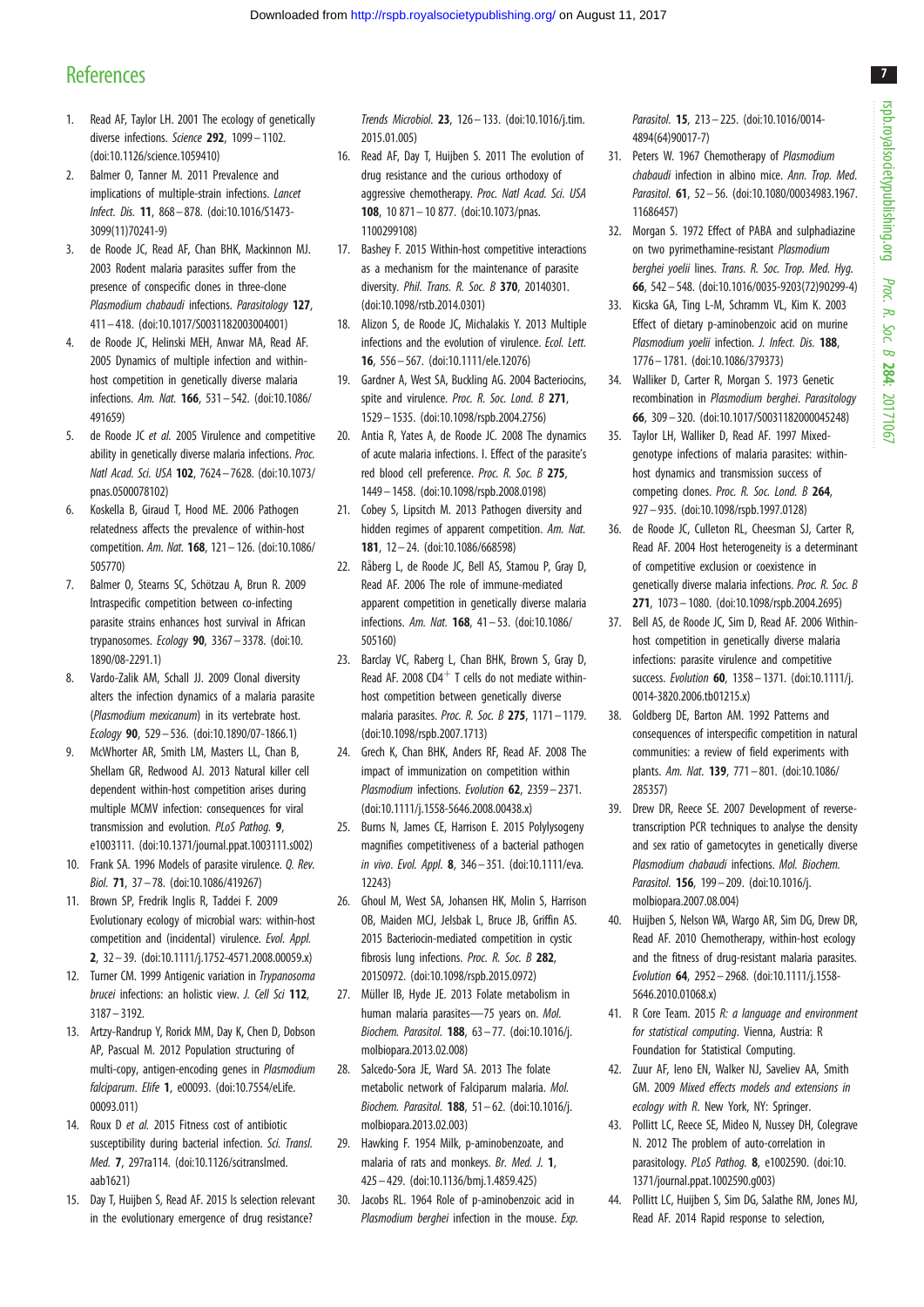## References

1. Read AF, Taylor LH. 2001 The ecology of genetically diverse infections. *Science* **292**, 1099–1102. (doi:10.1126/science.1059410)
2. Balmer O, Tanner M. 2011 Prevalence and implications of multiple-strain infections. *Lancet Infect. Dis.* **11**, 868–878. (doi:10.1016/S1473-3099(11)70241-9)
3. de Roode JC, Read AF, Chan BHK, Mackinnon MJ. 2003 Rodent malaria parasites suffer from the presence of conspecific clones in three-clone *Plasmodium chabaudi* infections. *Parasitology* **127**, 411–418. (doi:10.1017/S0031182003004001)
4. de Roode JC, Helinski MEH, Anwar MA, Read AF. 2005 Dynamics of multiple infection and within-host competition in genetically diverse malaria infections. *Am. Nat.* **166**, 531–542. (doi:10.1086/491659)
5. de Roode JC *et al.* 2005 Virulence and competitive ability in genetically diverse malaria infections. *Proc. Natl Acad. Sci. USA* **102**, 7624–7628. (doi:10.1073/pnas.0500078102)
6. Koskella B, Giraud T, Hood ME. 2006 Pathogen relatedness affects the prevalence of within-host competition. *Am. Nat.* **168**, 121–126. (doi:10.1086/505770)
7. Balmer O, Stearns SC, Schötzau A, Brun R. 2009 Intraspecific competition between co-infecting parasite strains enhances host survival in African trypanosomes. *Ecology* **90**, 3367–3378. (doi:10.1890/08-2291.1)
8. Vardo-Zalik AM, Schall JJ. 2009 Clonal diversity alters the infection dynamics of a malaria parasite (*Plasmodium mexicanum*) in its vertebrate host. *Ecology* **90**, 529–536. (doi:10.1890/07-1866.1)
9. McWhorter AR, Smith LM, Masters LL, Chan B, Shellam GR, Redwood AJ. 2013 Natural killer cell dependent within-host competition arises during multiple MCMV infection: consequences for viral transmission and evolution. *PLoS Pathog.* **9**, e1003111. (doi:10.1371/journal.ppat.1003111.s002)
10. Frank SA. 1996 Models of parasite virulence. *Q. Rev. Biol.* **71**, 37–78. (doi:10.1086/419267)
11. Brown SP, Fredrik Inglis R, Taddei F. 2009 Evolutionary ecology of microbial wars: within-host competition and (incidental) virulence. *Evol. Appl.* **2**, 32–39. (doi:10.1111/j.1752-4571.2008.00059.x)
12. Turner CM. 1999 Antigenic variation in *Trypanosoma brucei* infections: an holistic view. *J. Cell Sci* **112**, 3187–3192.
13. Artzy-Randrup Y, Rorick MM, Day K, Chen D, Dobson AP, Pascual M. 2012 Population structuring of multi-copy, antigen-encoding genes in *Plasmodium falciparum*. *Elife* **1**, e00093. (doi:10.7554/eLife.00093.011)
14. Roux D *et al.* 2015 Fitness cost of antibiotic susceptibility during bacterial infection. *Sci. Transl. Med.* **7**, 297ra114. (doi:10.1126/scitranslmed.aab1621)
15. Day T, Huijben S, Read AF. 2015 Is selection relevant in the evolutionary emergence of drug resistance? *Trends Microbiol.* **23**, 126–133. (doi:10.1016/j.tim.2015.01.005)
16. Read AF, Day T, Huijben S. 2011 The evolution of drug resistance and the curious orthodoxy of aggressive chemotherapy. *Proc. Natl Acad. Sci. USA* **108**, 10 871–10 877. (doi:10.1073/pnas.1100299108)
17. Bashey F. 2015 Within-host competitive interactions as a mechanism for the maintenance of parasite diversity. *Phil. Trans. R. Soc. B* **370**, 20140301. (doi:10.1098/rstb.2014.0301)
18. Alizon S, de Roode JC, Michalakis Y. 2013 Multiple infections and the evolution of virulence. *Ecol. Lett.* **16**, 556–567. (doi:10.1111/ele.12076)
19. Gardner A, West SA, Buckling AG. 2004 Bacteriocins, spite and virulence. *Proc. R. Soc. Lond. B* **271**, 1529–1535. (doi:10.1098/rspb.2004.2756)
20. Antia R, Yates A, de Roode JC. 2008 The dynamics of acute malaria infections. I. Effect of the parasite's red blood cell preference. *Proc. R. Soc. B* **275**, 1449–1458. (doi:10.1098/rspb.2008.0198)
21. Cobey S, Lipsitch M. 2013 Pathogen diversity and hidden regimes of apparent competition. *Am. Nat.* **181**, 12–24. (doi:10.1086/668598)
22. Råberg L, de Roode JC, Bell AS, Stamou P, Gray D, Read AF. 2006 The role of immune-mediated apparent competition in genetically diverse malaria infections. *Am. Nat.* **168**, 41–53. (doi:10.1086/505160)
23. Barclay VC, Raberg L, Chan BHK, Brown S, Gray D, Read AF. 2008 CD4$^{+}$ T cells do not mediate within-host competition between genetically diverse malaria parasites. *Proc. R. Soc. B* **275**, 1171–1179. (doi:10.1098/rspb.2007.1713)
24. Grech K, Chan BHK, Anders RF, Read AF. 2008 The impact of immunization on competition within *Plasmodium* infections. *Evolution* **62**, 2359–2371. (doi:10.1111/j.1558-5646.2008.00438.x)
25. Burns N, James CE, Harrison E. 2015 Polylysogeny magnifies competitiveness of a bacterial pathogen *in vivo*. *Evol. Appl.* **8**, 346–351. (doi:10.1111/eva.12243)
26. Ghoul M, West SA, Johansen HK, Molin S, Harrison OB, Maiden MCJ, Jelsbak L, Bruce JB, Griffin AS. 2015 Bacteriocin-mediated competition in cystic fibrosis lung infections. *Proc. R. Soc. B* **282**, 20150972. (doi:10.1098/rspb.2015.0972)
27. Müller IB, Hyde JE. 2013 Folate metabolism in human malaria parasites—75 years on. *Mol. Biochem. Parasitol.* **188**, 63–77. (doi:10.1016/j.molbiopara.2013.02.008)
28. Salcedo-Sora JE, Ward SA. 2013 The folate metabolic network of Falciparum malaria. *Mol. Biochem. Parasitol.* **188**, 51–62. (doi:10.1016/j.molbiopara.2013.02.003)
29. Hawking F. 1954 Milk, p-aminobenzoate, and malaria of rats and monkeys. *Br. Med. J.* **1**, 425–429. (doi:10.1136/bmj.1.4859.425)
30. Jacobs RL. 1964 Role of p-aminobenzoic acid in *Plasmodium berghei* infection in the mouse. *Exp. Parasitol.* **15**, 213–225. (doi:10.1016/0014-4894(64)90017-7)
31. Peters W. 1967 Chemotherapy of *Plasmodium chabaudi* infection in albino mice. *Ann. Trop. Med. Parasitol.* **61**, 52–56. (doi:10.1080/00034983.1967.11686457)
32. Morgan S. 1972 Effect of PABA and sulphadiazine on two pyrimethamine-resistant *Plasmodium berghei yoelii* lines. *Trans. R. Soc. Trop. Med. Hyg.* **66**, 542–548. (doi:10.1016/0035-9203(72)90299-4)
33. Kicska GA, Ting L-M, Schramm VL, Kim K. 2003 Effect of dietary p-aminobenzoic acid on murine *Plasmodium yoelii* infection. *J. Infect. Dis.* **188**, 1776–1781. (doi:10.1086/379373)
34. Walliker D, Carter R, Morgan S. 1973 Genetic recombination in *Plasmodium berghei*. *Parasitology* **66**, 309–320. (doi:10.1017/S0031182000045248)
35. Taylor LH, Walliker D, Read AF. 1997 Mixed-genotype infections of malaria parasites: within-host dynamics and transmission success of competing clones. *Proc. R. Soc. Lond. B* **264**, 927–935. (doi:10.1098/rspb.1997.0128)
36. de Roode JC, Culleton RL, Cheesman SJ, Carter R, Read AF. 2004 Host heterogeneity is a determinant of competitive exclusion or coexistence in genetically diverse malaria infections. *Proc. R. Soc. B* **271**, 1073–1080. (doi:10.1098/rspb.2004.2695)
37. Bell AS, de Roode JC, Sim D, Read AF. 2006 Within-host competition in genetically diverse malaria infections: parasite virulence and competitive success. *Evolution* **60**, 1358–1371. (doi:10.1111/j.0014-3820.2006.tb01215.x)
38. Goldberg DE, Barton AM. 1992 Patterns and consequences of interspecific competition in natural communities: a review of field experiments with plants. *Am. Nat.* **139**, 771–801. (doi:10.1086/285357)
39. Drew DR, Reece SE. 2007 Development of reverse-transcription PCR techniques to analyse the density and sex ratio of gametocytes in genetically diverse *Plasmodium chabaudi* infections. *Mol. Biochem. Parasitol.* **156**, 199–209. (doi:10.1016/j.molbiopara.2007.08.004)
40. Huijben S, Nelson WA, Wargo AR, Sim DG, Drew DR, Read AF. 2010 Chemotherapy, within-host ecology and the fitness of drug-resistant malaria parasites. *Evolution* **64**, 2952–2968. (doi:10.1111/j.1558-5646.2010.01068.x)
41. R Core Team. 2015 *R: a language and environment for statistical computing*. Vienna, Austria: R Foundation for Statistical Computing.
42. Zuur AF, Ieno EN, Walker NJ, Saveliev AA, Smith GM. 2009 *Mixed effects models and extensions in ecology with R*. New York, NY: Springer.
43. Pollitt LC, Reece SE, Mideo N, Nussey DH, Colegrave N. 2012 The problem of auto-correlation in parasitology. *PLoS Pathog.* **8**, e1002590. (doi:10.1371/journal.ppat.1002590.g003)
44. Pollitt LC, Huijben S, Sim DG, Salathe RM, Jones MJ, Read AF. 2014 Rapid response to selection,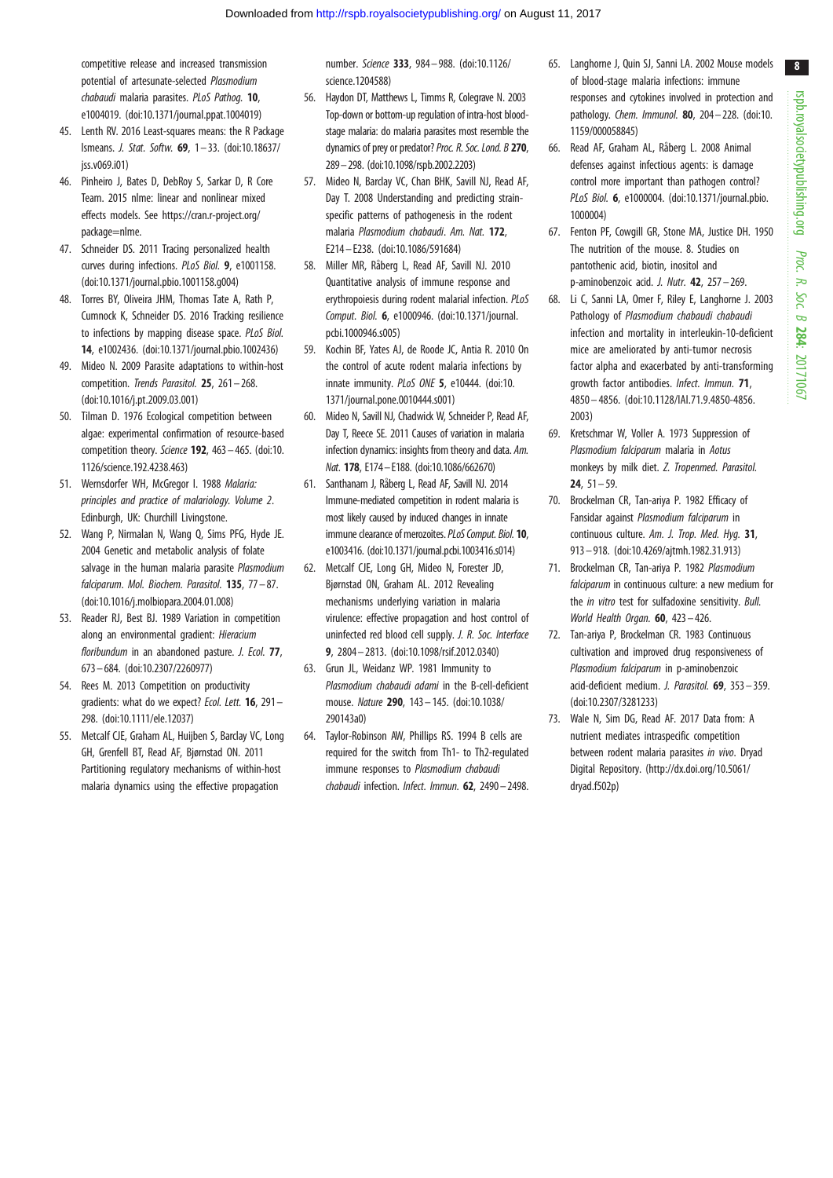competitive release and increased transmission potential of artesunate-selected *Plasmodium chabaudi* malaria parasites. *PLoS Pathog.* **10**, e1004019. (doi:10.1371/journal.ppat.1004019)

45. Lenth RV. 2016 Least-squares means: the R Package lsmeans. *J. Stat. Softw.* **69**, 1–33. (doi:10.18637/jss.v069.i01)
46. Pinheiro J, Bates D, DebRoy S, Sarkar D, R Core Team. 2015 nlme: linear and nonlinear mixed effects models. See https://cran.r-project.org/package=nlme.
47. Schneider DS. 2011 Tracing personalized health curves during infections. *PLoS Biol.* **9**, e1001158. (doi:10.1371/journal.pbio.1001158.g004)
48. Torres BY, Oliveira JHM, Thomas Tate A, Rath P, Cumnock K, Schneider DS. 2016 Tracking resilience to infections by mapping disease space. *PLoS Biol.* **14**, e1002436. (doi:10.1371/journal.pbio.1002436)
49. Mideo N. 2009 Parasite adaptations to within-host competition. *Trends Parasitol.* **25**, 261–268. (doi:10.1016/j.pt.2009.03.001)
50. Tilman D. 1976 Ecological competition between algae: experimental confirmation of resource-based competition theory. *Science* **192**, 463–465. (doi:10.1126/science.192.4238.463)
51. Wernsdorfer WH, McGregor I. 1988 *Malaria: principles and practice of malariology. Volume 2*. Edinburgh, UK: Churchill Livingstone.
52. Wang P, Nirmalan N, Wang Q, Sims PFG, Hyde JE. 2004 Genetic and metabolic analysis of folate salvage in the human malaria parasite *Plasmodium falciparum*. *Mol. Biochem. Parasitol.* **135**, 77–87. (doi:10.1016/j.molbiopara.2004.01.008)
53. Reader RJ, Best BJ. 1989 Variation in competition along an environmental gradient: *Hieracium floribundum* in an abandoned pasture. *J. Ecol.* **77**, 673–684. (doi:10.2307/2260977)
54. Rees M. 2013 Competition on productivity gradients: what do we expect? *Ecol. Lett.* **16**, 291–298. (doi:10.1111/ele.12037)
55. Metcalf CJE, Graham AL, Huijben S, Barclay VC, Long GH, Grenfell BT, Read AF, Bjørnstad ON. 2011 Partitioning regulatory mechanisms of within-host malaria dynamics using the effective propagation number. *Science* **333**, 984–988. (doi:10.1126/science.1204588)
56. Haydon DT, Matthews L, Timms R, Colegrave N. 2003 Top-down or bottom-up regulation of intra-host blood-stage malaria: do malaria parasites most resemble the dynamics of prey or predator? *Proc. R. Soc. Lond. B* **270**, 289–298. (doi:10.1098/rspb.2002.2203)
57. Mideo N, Barclay VC, Chan BHK, Savill NJ, Read AF, Day T. 2008 Understanding and predicting strain-specific patterns of pathogenesis in the rodent malaria *Plasmodium chabaudi*. *Am. Nat.* **172**, E214–E238. (doi:10.1086/591684)
58. Miller MR, Råberg L, Read AF, Savill NJ. 2010 Quantitative analysis of immune response and erythropoiesis during rodent malarial infection. *PLoS Comput. Biol.* **6**, e1000946. (doi:10.1371/journal.pcbi.1000946.s005)
59. Kochin BF, Yates AJ, de Roode JC, Antia R. 2010 On the control of acute rodent malaria infections by innate immunity. *PLoS ONE* **5**, e10444. (doi:10.1371/journal.pone.0010444.s001)
60. Mideo N, Savill NJ, Chadwick W, Schneider P, Read AF, Day T, Reece SE. 2011 Causes of variation in malaria infection dynamics: insights from theory and data. *Am. Nat.* **178**, E174–E188. (doi:10.1086/662670)
61. Santhanam J, Råberg L, Read AF, Savill NJ. 2014 Immune-mediated competition in rodent malaria is most likely caused by induced changes in innate immune clearance of merozoites. *PLoS Comput. Biol.* **10**, e1003416. (doi:10.1371/journal.pcbi.1003416.s014)
62. Metcalf CJE, Long GH, Mideo N, Forester JD, Bjørnstad ON, Graham AL. 2012 Revealing mechanisms underlying variation in malaria virulence: effective propagation and host control of uninfected red blood cell supply. *J. R. Soc. Interface* **9**, 2804–2813. (doi:10.1098/rsif.2012.0340)
63. Grun JL, Weidanz WP. 1981 Immunity to *Plasmodium chabaudi adami* in the B-cell-deficient mouse. *Nature* **290**, 143–145. (doi:10.1038/290143a0)
64. Taylor-Robinson AW, Phillips RS. 1994 B cells are required for the switch from Th1- to Th2-regulated immune responses to *Plasmodium chabaudi chabaudi* infection. *Infect. Immun.* **62**, 2490–2498.
65. Langhorne J, Quin SJ, Sanni LA. 2002 Mouse models of blood-stage malaria infections: immune responses and cytokines involved in protection and pathology. *Chem. Immunol.* **80**, 204–228. (doi:10.1159/000058845)
66. Read AF, Graham AL, Råberg L. 2008 Animal defenses against infectious agents: is damage control more important than pathogen control? *PLoS Biol.* **6**, e1000004. (doi:10.1371/journal.pbio.1000004)
67. Fenton PF, Cowgill GR, Stone MA, Justice DH. 1950 The nutrition of the mouse. 8. Studies on pantothenic acid, biotin, inositol and p-aminobenzoic acid. *J. Nutr.* **42**, 257–269.
68. Li C, Sanni LA, Omer F, Riley E, Langhorne J. 2003 Pathology of *Plasmodium chabaudi chabaudi* infection and mortality in interleukin-10-deficient mice are ameliorated by anti-tumor necrosis factor alpha and exacerbated by anti-transforming growth factor antibodies. *Infect. Immun.* **71**, 4850–4856. (doi:10.1128/IAI.71.9.4850-4856.2003)
69. Kretschmar W, Voller A. 1973 Suppression of *Plasmodium falciparum* malaria in *Aotus* monkeys by milk diet. *Z. Tropenmed. Parasitol.* **24**, 51–59.
70. Brockelman CR, Tan-ariya P. 1982 Efficacy of Fansidar against *Plasmodium falciparum* in continuous culture. *Am. J. Trop. Med. Hyg.* **31**, 913–918. (doi:10.4269/ajtmh.1982.31.913)
71. Brockelman CR, Tan-ariya P. 1982 *Plasmodium falciparum* in continuous culture: a new medium for the *in vitro* test for sulfadoxine sensitivity. *Bull. World Health Organ.* **60**, 423–426.
72. Tan-ariya P, Brockelman CR. 1983 Continuous cultivation and improved drug responsiveness of *Plasmodium falciparum* in p-aminobenzoic acid-deficient medium. *J. Parasitol.* **69**, 353–359. (doi:10.2307/3281233)
73. Wale N, Sim DG, Read AF. 2017 Data from: A nutrient mediates intraspecific competition between rodent malaria parasites *in vivo*. Dryad Digital Repository. (http://dx.doi.org/10.5061/dryad.f502p)